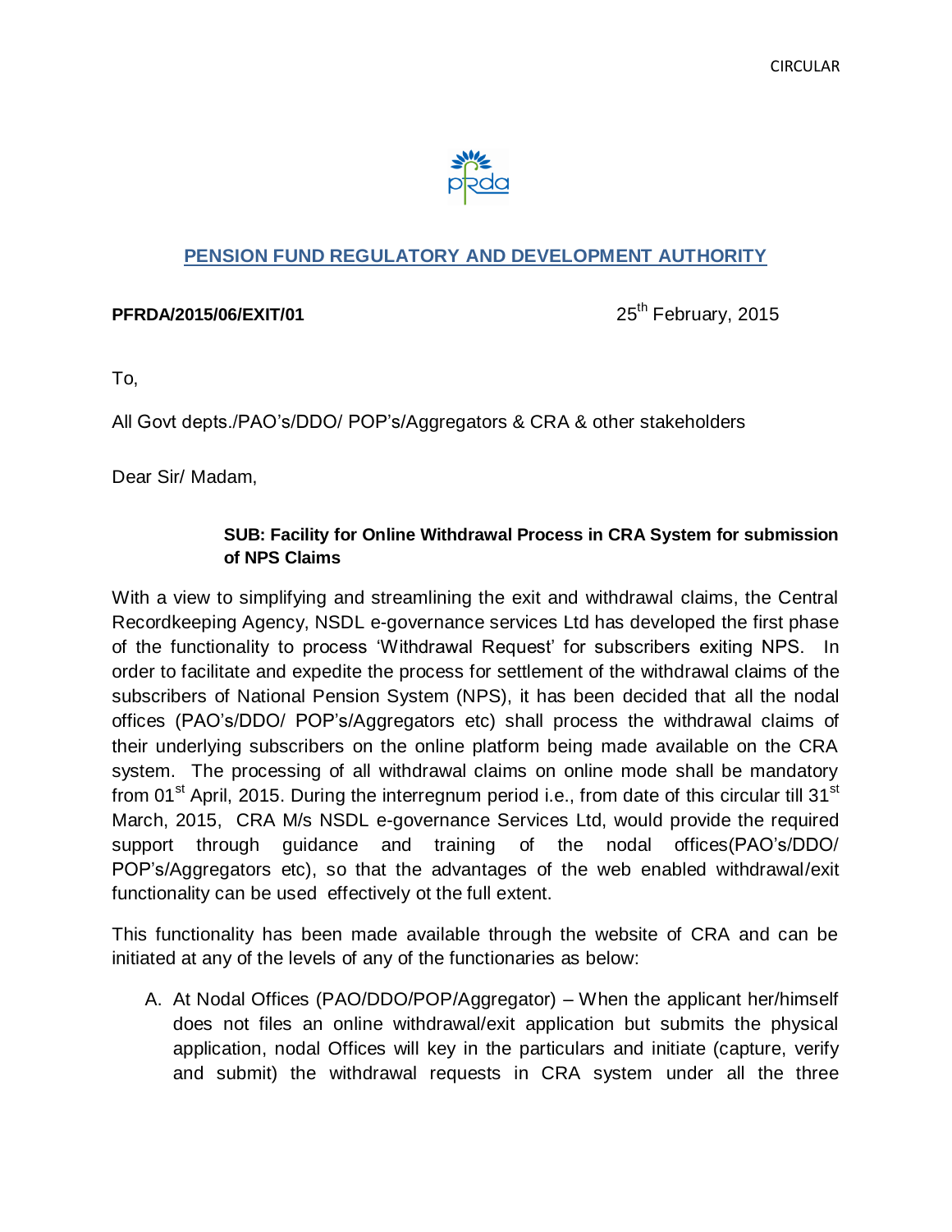CIRCULAR

## PENSION FUND REGULATORY AND DEVELOPMENT AUTHORITY

**PFRDA/2015/06/EXIT/01** 25th February, 2015

To,

All Govt depts./PAO's/DDO/ POP's/Aggregators & CRA & other stakeholders

Dear Sir/ Madam,

**SUB: Facility for Online Withdrawal Process in CRA System for submission of NPS Claims**

With a view to simplifying and streamlining the exit and withdrawal claims, the Central Recordkeeping Agency, NSDL e-governance services Ltd has developed the first phase of the functionality to process 'Withdrawal Request' for subscribers exiting NPS. In order to facilitate and expedite the process for settlement of the withdrawal claims of the subscribers of National Pension System (NPS), it has been decided that all the nodal offices (PAO's/DDO/ POP's/Aggregators etc) shall process the withdrawal claims of their underlying subscribers on the online platform being made available on the CRA system. The processing of all withdrawal claims on online mode shall be mandatory from 01st April, 2015. During the interregnum period i.e., from date of this circular till 31st March, 2015, CRA M/s NSDL e-governance Services Ltd, would provide the required support through guidance and training of the nodal offices(PAO's/DDO/ POP's/Aggregators etc), so that the advantages of the web enabled withdrawal/exit functionality can be used effectively ot the full extent.

This functionality has been made available through the website of CRA and can be initiated at any of the levels of any of the functionaries as below:

A. At Nodal Offices (PAO/DDO/POP/Aggregator) – When the applicant her/himself does not files an online withdrawal/exit application but submits the physical application, nodal Offices will key in the particulars and initiate (capture, verify and submit) the withdrawal requests in CRA system under all the three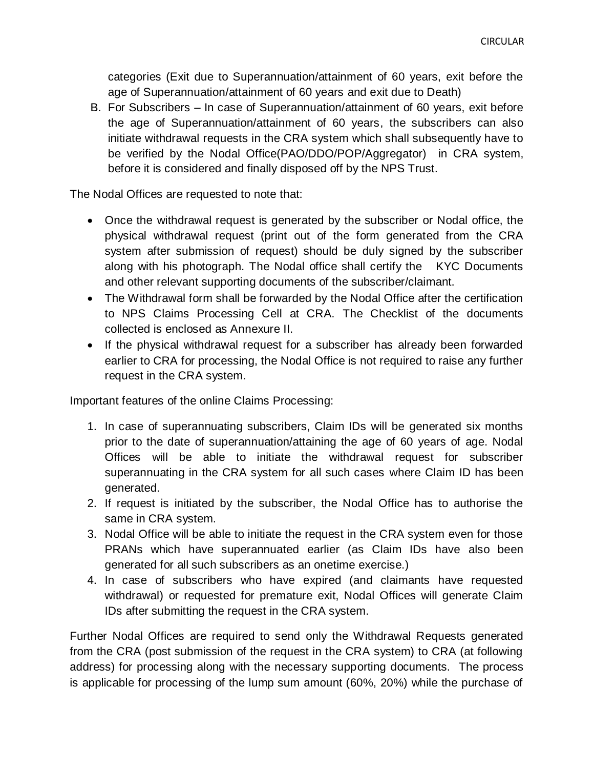categories (Exit due to Superannuation/attainment of 60 years, exit before the age of Superannuation/attainment of 60 years and exit due to Death)

B. For Subscribers – In case of Superannuation/attainment of 60 years, exit before the age of Superannuation/attainment of 60 years, the subscribers can also initiate withdrawal requests in the CRA system which shall subsequently have to be verified by the Nodal Office(PAO/DDO/POP/Aggregator) in CRA system, before it is considered and finally disposed off by the NPS Trust.

The Nodal Offices are requested to note that:

- Once the withdrawal request is generated by the subscriber or Nodal office, the physical withdrawal request (print out of the form generated from the CRA system after submission of request) should be duly signed by the subscriber along with his photograph. The Nodal office shall certify the KYC Documents and other relevant supporting documents of the subscriber/claimant.
- The Withdrawal form shall be forwarded by the Nodal Office after the certification to NPS Claims Processing Cell at CRA. The Checklist of the documents collected is enclosed as Annexure II.
- If the physical withdrawal request for a subscriber has already been forwarded earlier to CRA for processing, the Nodal Office is not required to raise any further request in the CRA system.

Important features of the online Claims Processing:

1. In case of superannuating subscribers, Claim IDs will be generated six months prior to the date of superannuation/attaining the age of 60 years of age. Nodal Offices will be able to initiate the withdrawal request for subscriber superannuating in the CRA system for all such cases where Claim ID has been generated.
2. If request is initiated by the subscriber, the Nodal Office has to authorise the same in CRA system.
3. Nodal Office will be able to initiate the request in the CRA system even for those PRANs which have superannuated earlier (as Claim IDs have also been generated for all such subscribers as an onetime exercise.)
4. In case of subscribers who have expired (and claimants have requested withdrawal) or requested for premature exit, Nodal Offices will generate Claim IDs after submitting the request in the CRA system.

Further Nodal Offices are required to send only the Withdrawal Requests generated from the CRA (post submission of the request in the CRA system) to CRA (at following address) for processing along with the necessary supporting documents. The process is applicable for processing of the lump sum amount (60%, 20%) while the purchase of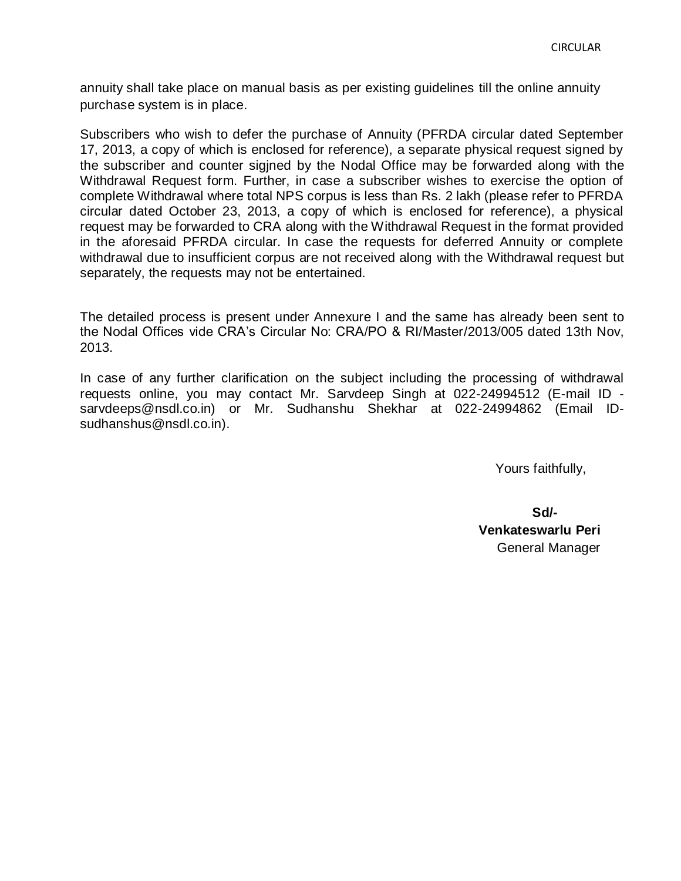annuity shall take place on manual basis as per existing guidelines till the online annuity purchase system is in place.

Subscribers who wish to defer the purchase of Annuity (PFRDA circular dated September 17, 2013, a copy of which is enclosed for reference), a separate physical request signed by the subscriber and counter sigjned by the Nodal Office may be forwarded along with the Withdrawal Request form. Further, in case a subscriber wishes to exercise the option of complete Withdrawal where total NPS corpus is less than Rs. 2 lakh (please refer to PFRDA circular dated October 23, 2013, a copy of which is enclosed for reference), a physical request may be forwarded to CRA along with the Withdrawal Request in the format provided in the aforesaid PFRDA circular. In case the requests for deferred Annuity or complete withdrawal due to insufficient corpus are not received along with the Withdrawal request but separately, the requests may not be entertained.

The detailed process is present under Annexure I and the same has already been sent to the Nodal Offices vide CRA's Circular No: CRA/PO & RI/Master/2013/005 dated 13th Nov, 2013.

In case of any further clarification on the subject including the processing of withdrawal requests online, you may contact Mr. Sarvdeep Singh at 022-24994512 (E-mail ID - sarvdeeps@nsdl.co.in) or Mr. Sudhanshu Shekhar at 022-24994862 (Email ID- sudhanshus@nsdl.co.in).

Yours faithfully,

**Sd/-**
**Venkateswarlu Peri**
General Manager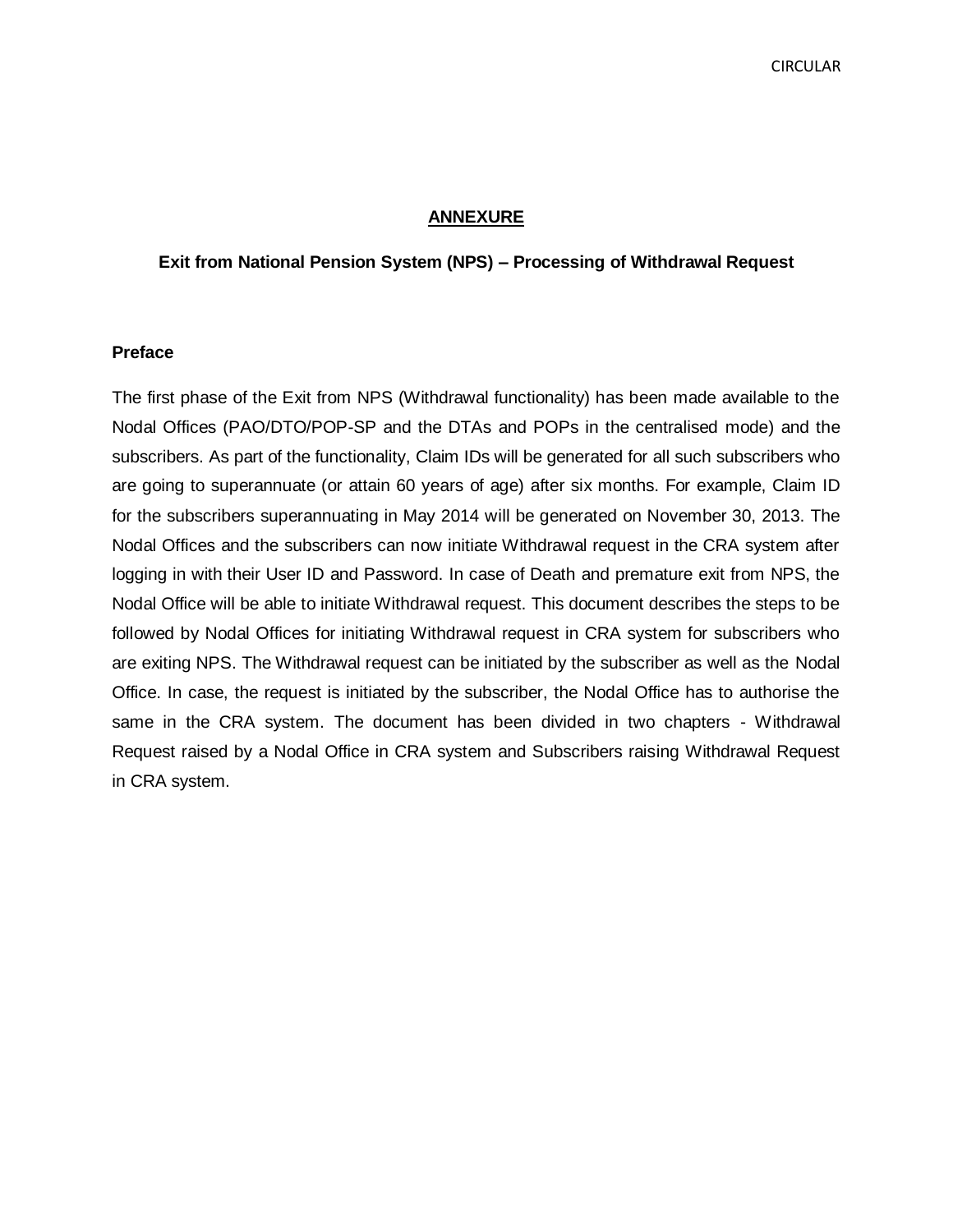## ANNEXURE

### Exit from National Pension System (NPS) – Processing of Withdrawal Request

#### Preface

The first phase of the Exit from NPS (Withdrawal functionality) has been made available to the Nodal Offices (PAO/DTO/POP-SP and the DTAs and POPs in the centralised mode) and the subscribers. As part of the functionality, Claim IDs will be generated for all such subscribers who are going to superannuate (or attain 60 years of age) after six months. For example, Claim ID for the subscribers superannuating in May 2014 will be generated on November 30, 2013. The Nodal Offices and the subscribers can now initiate Withdrawal request in the CRA system after logging in with their User ID and Password. In case of Death and premature exit from NPS, the Nodal Office will be able to initiate Withdrawal request. This document describes the steps to be followed by Nodal Offices for initiating Withdrawal request in CRA system for subscribers who are exiting NPS. The Withdrawal request can be initiated by the subscriber as well as the Nodal Office. In case, the request is initiated by the subscriber, the Nodal Office has to authorise the same in the CRA system. The document has been divided in two chapters - Withdrawal Request raised by a Nodal Office in CRA system and Subscribers raising Withdrawal Request in CRA system.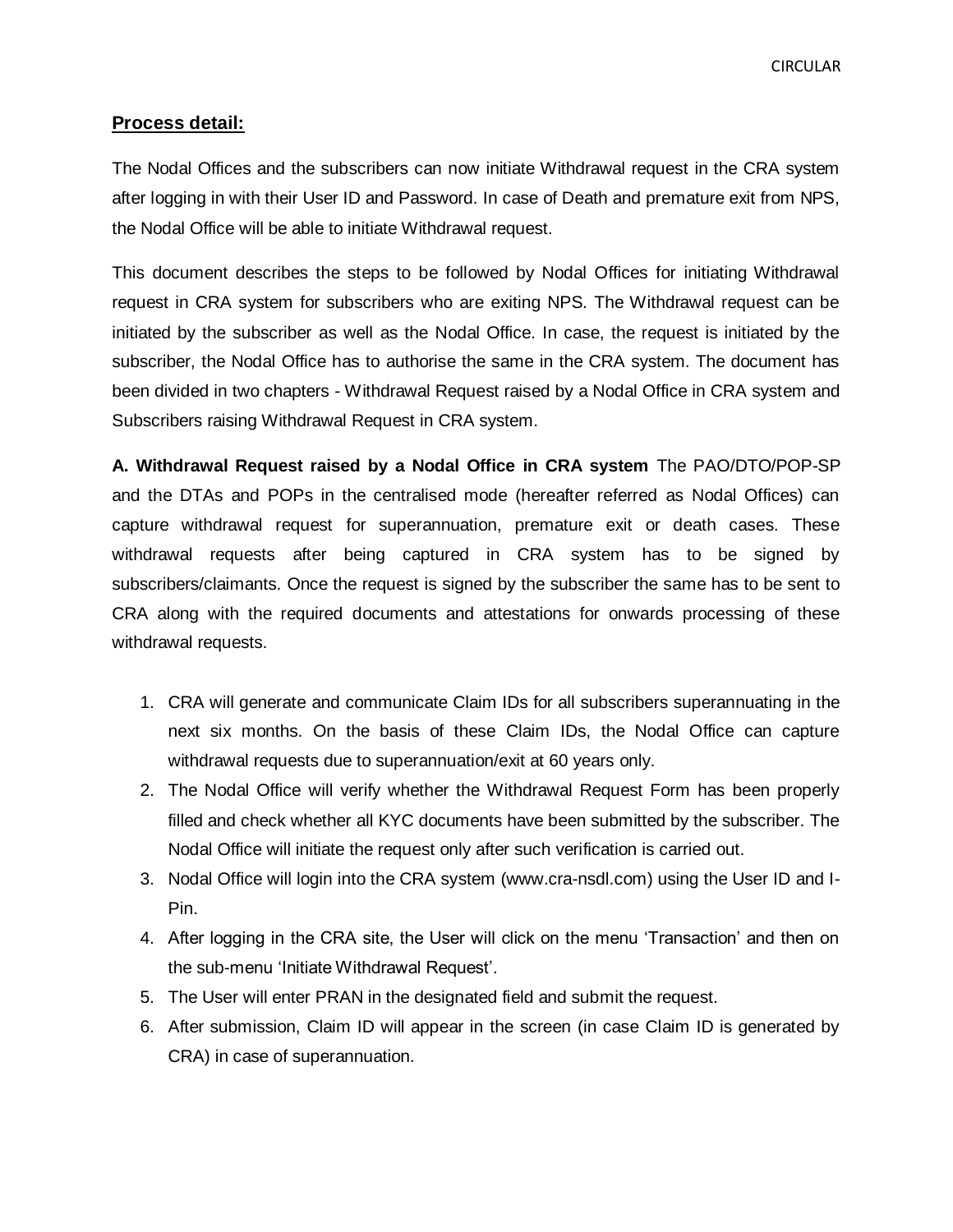**Process detail:**

The Nodal Offices and the subscribers can now initiate Withdrawal request in the CRA system after logging in with their User ID and Password. In case of Death and premature exit from NPS, the Nodal Office will be able to initiate Withdrawal request.

This document describes the steps to be followed by Nodal Offices for initiating Withdrawal request in CRA system for subscribers who are exiting NPS. The Withdrawal request can be initiated by the subscriber as well as the Nodal Office. In case, the request is initiated by the subscriber, the Nodal Office has to authorise the same in the CRA system. The document has been divided in two chapters - Withdrawal Request raised by a Nodal Office in CRA system and Subscribers raising Withdrawal Request in CRA system.

**A. Withdrawal Request raised by a Nodal Office in CRA system** The PAO/DTO/POP-SP and the DTAs and POPs in the centralised mode (hereafter referred as Nodal Offices) can capture withdrawal request for superannuation, premature exit or death cases. These withdrawal requests after being captured in CRA system has to be signed by subscribers/claimants. Once the request is signed by the subscriber the same has to be sent to CRA along with the required documents and attestations for onwards processing of these withdrawal requests.

1. CRA will generate and communicate Claim IDs for all subscribers superannuating in the next six months. On the basis of these Claim IDs, the Nodal Office can capture withdrawal requests due to superannuation/exit at 60 years only.
2. The Nodal Office will verify whether the Withdrawal Request Form has been properly filled and check whether all KYC documents have been submitted by the subscriber. The Nodal Office will initiate the request only after such verification is carried out.
3. Nodal Office will login into the CRA system (www.cra-nsdl.com) using the User ID and I-Pin.
4. After logging in the CRA site, the User will click on the menu 'Transaction' and then on the sub-menu 'Initiate Withdrawal Request'.
5. The User will enter PRAN in the designated field and submit the request.
6. After submission, Claim ID will appear in the screen (in case Claim ID is generated by CRA) in case of superannuation.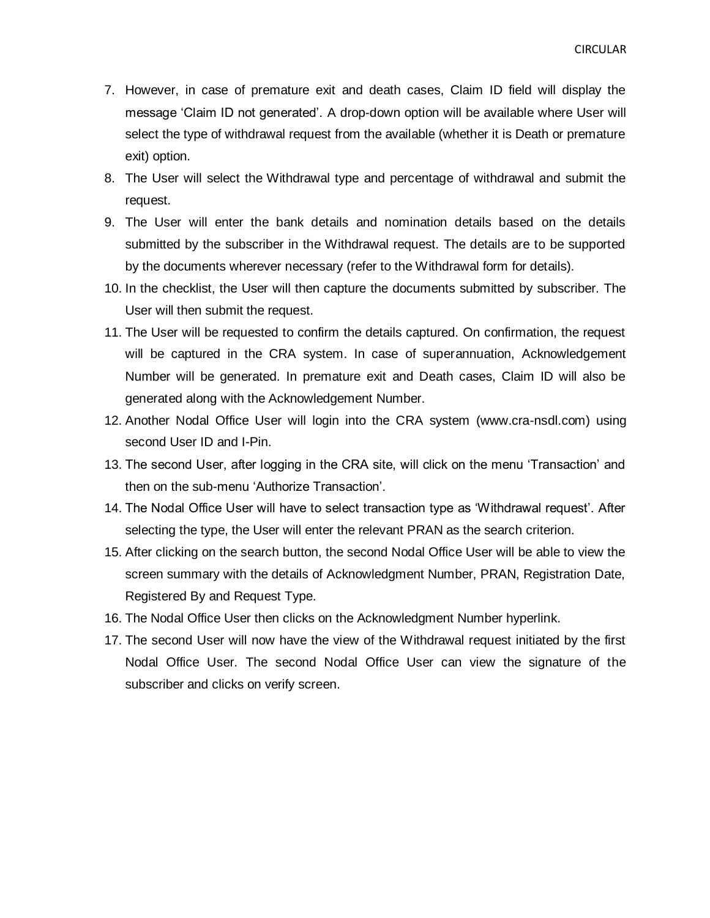7. However, in case of premature exit and death cases, Claim ID field will display the message 'Claim ID not generated'. A drop-down option will be available where User will select the type of withdrawal request from the available (whether it is Death or premature exit) option.
8. The User will select the Withdrawal type and percentage of withdrawal and submit the request.
9. The User will enter the bank details and nomination details based on the details submitted by the subscriber in the Withdrawal request. The details are to be supported by the documents wherever necessary (refer to the Withdrawal form for details).
10. In the checklist, the User will then capture the documents submitted by subscriber. The User will then submit the request.
11. The User will be requested to confirm the details captured. On confirmation, the request will be captured in the CRA system. In case of superannuation, Acknowledgement Number will be generated. In premature exit and Death cases, Claim ID will also be generated along with the Acknowledgement Number.
12. Another Nodal Office User will login into the CRA system (www.cra-nsdl.com) using second User ID and I-Pin.
13. The second User, after logging in the CRA site, will click on the menu 'Transaction' and then on the sub-menu 'Authorize Transaction'.
14. The Nodal Office User will have to select transaction type as 'Withdrawal request'. After selecting the type, the User will enter the relevant PRAN as the search criterion.
15. After clicking on the search button, the second Nodal Office User will be able to view the screen summary with the details of Acknowledgment Number, PRAN, Registration Date, Registered By and Request Type.
16. The Nodal Office User then clicks on the Acknowledgment Number hyperlink.
17. The second User will now have the view of the Withdrawal request initiated by the first Nodal Office User. The second Nodal Office User can view the signature of the subscriber and clicks on verify screen.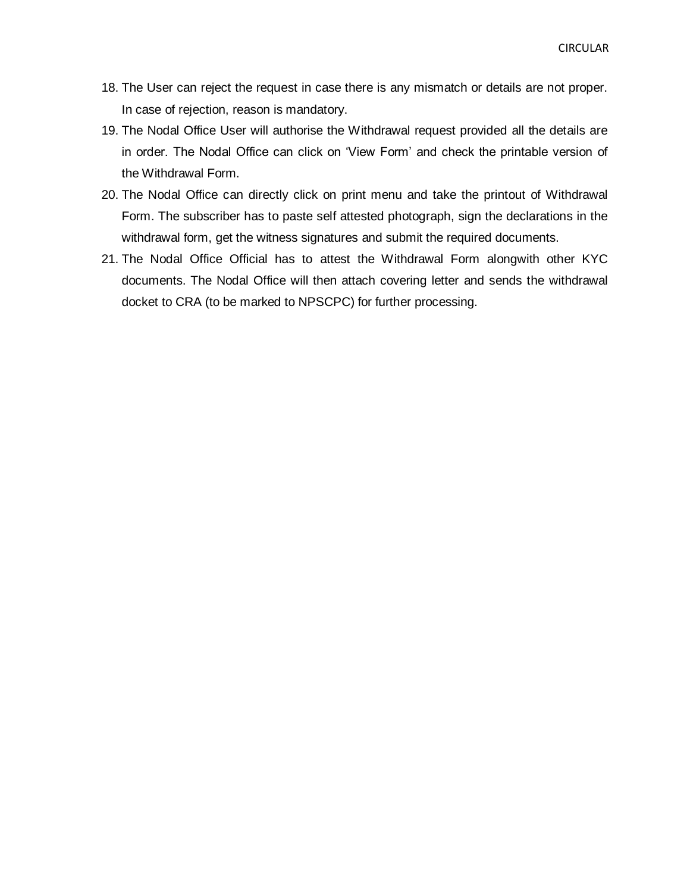18. The User can reject the request in case there is any mismatch or details are not proper. In case of rejection, reason is mandatory.
19. The Nodal Office User will authorise the Withdrawal request provided all the details are in order. The Nodal Office can click on 'View Form' and check the printable version of the Withdrawal Form.
20. The Nodal Office can directly click on print menu and take the printout of Withdrawal Form. The subscriber has to paste self attested photograph, sign the declarations in the withdrawal form, get the witness signatures and submit the required documents.
21. The Nodal Office Official has to attest the Withdrawal Form alongwith other KYC documents. The Nodal Office will then attach covering letter and sends the withdrawal docket to CRA (to be marked to NPSCPC) for further processing.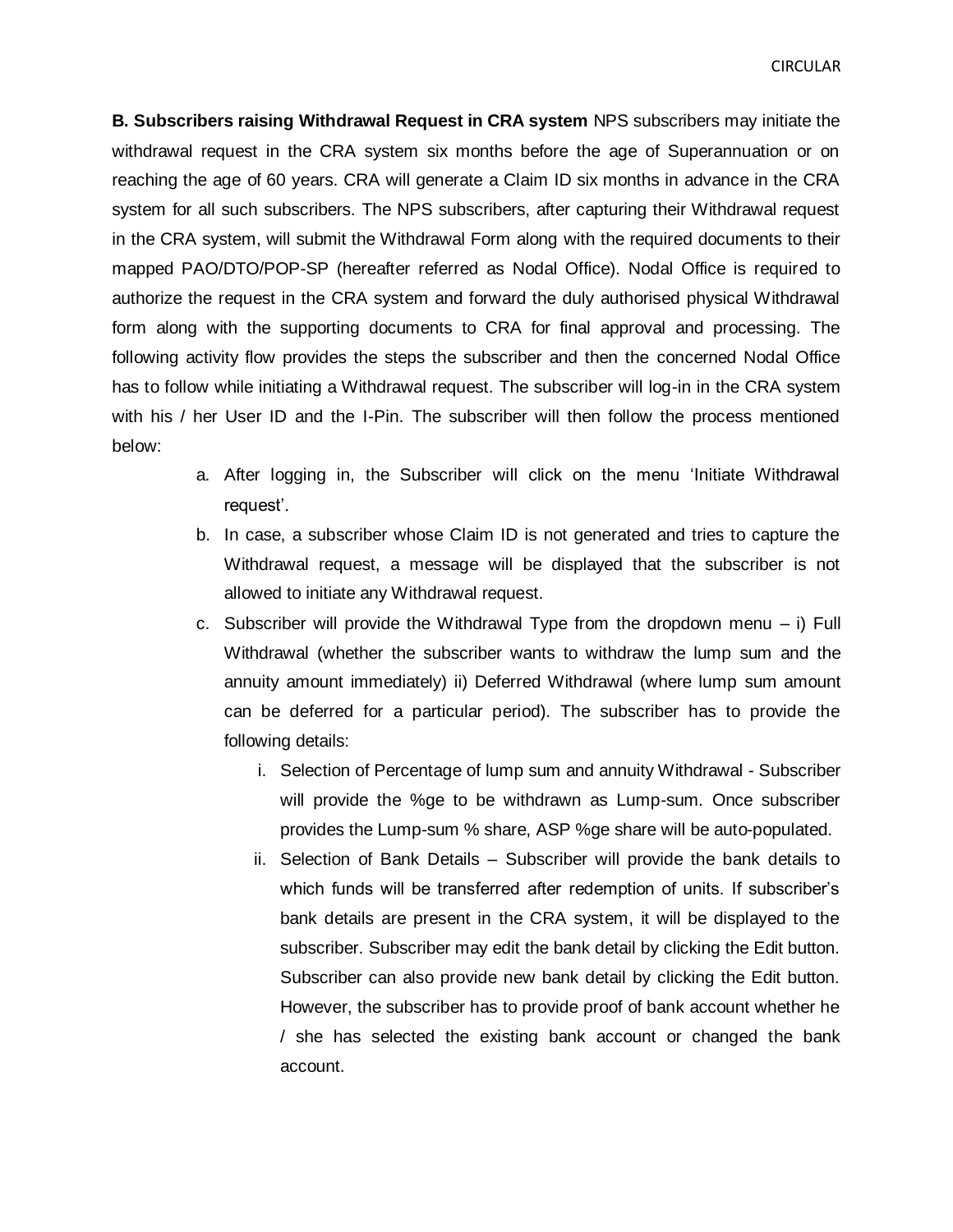**B. Subscribers raising Withdrawal Request in CRA system** NPS subscribers may initiate the withdrawal request in the CRA system six months before the age of Superannuation or on reaching the age of 60 years. CRA will generate a Claim ID six months in advance in the CRA system for all such subscribers. The NPS subscribers, after capturing their Withdrawal request in the CRA system, will submit the Withdrawal Form along with the required documents to their mapped PAO/DTO/POP-SP (hereafter referred as Nodal Office). Nodal Office is required to authorize the request in the CRA system and forward the duly authorised physical Withdrawal form along with the supporting documents to CRA for final approval and processing. The following activity flow provides the steps the subscriber and then the concerned Nodal Office has to follow while initiating a Withdrawal request. The subscriber will log-in in the CRA system with his / her User ID and the I-Pin. The subscriber will then follow the process mentioned below:

a. After logging in, the Subscriber will click on the menu 'Initiate Withdrawal request'.
b. In case, a subscriber whose Claim ID is not generated and tries to capture the Withdrawal request, a message will be displayed that the subscriber is not allowed to initiate any Withdrawal request.
c. Subscriber will provide the Withdrawal Type from the dropdown menu – i) Full Withdrawal (whether the subscriber wants to withdraw the lump sum and the annuity amount immediately) ii) Deferred Withdrawal (where lump sum amount can be deferred for a particular period). The subscriber has to provide the following details:
    i. Selection of Percentage of lump sum and annuity Withdrawal - Subscriber will provide the %ge to be withdrawn as Lump-sum. Once subscriber provides the Lump-sum % share, ASP %ge share will be auto-populated.
    ii. Selection of Bank Details – Subscriber will provide the bank details to which funds will be transferred after redemption of units. If subscriber's bank details are present in the CRA system, it will be displayed to the subscriber. Subscriber may edit the bank detail by clicking the Edit button. Subscriber can also provide new bank detail by clicking the Edit button. However, the subscriber has to provide proof of bank account whether he / she has selected the existing bank account or changed the bank account.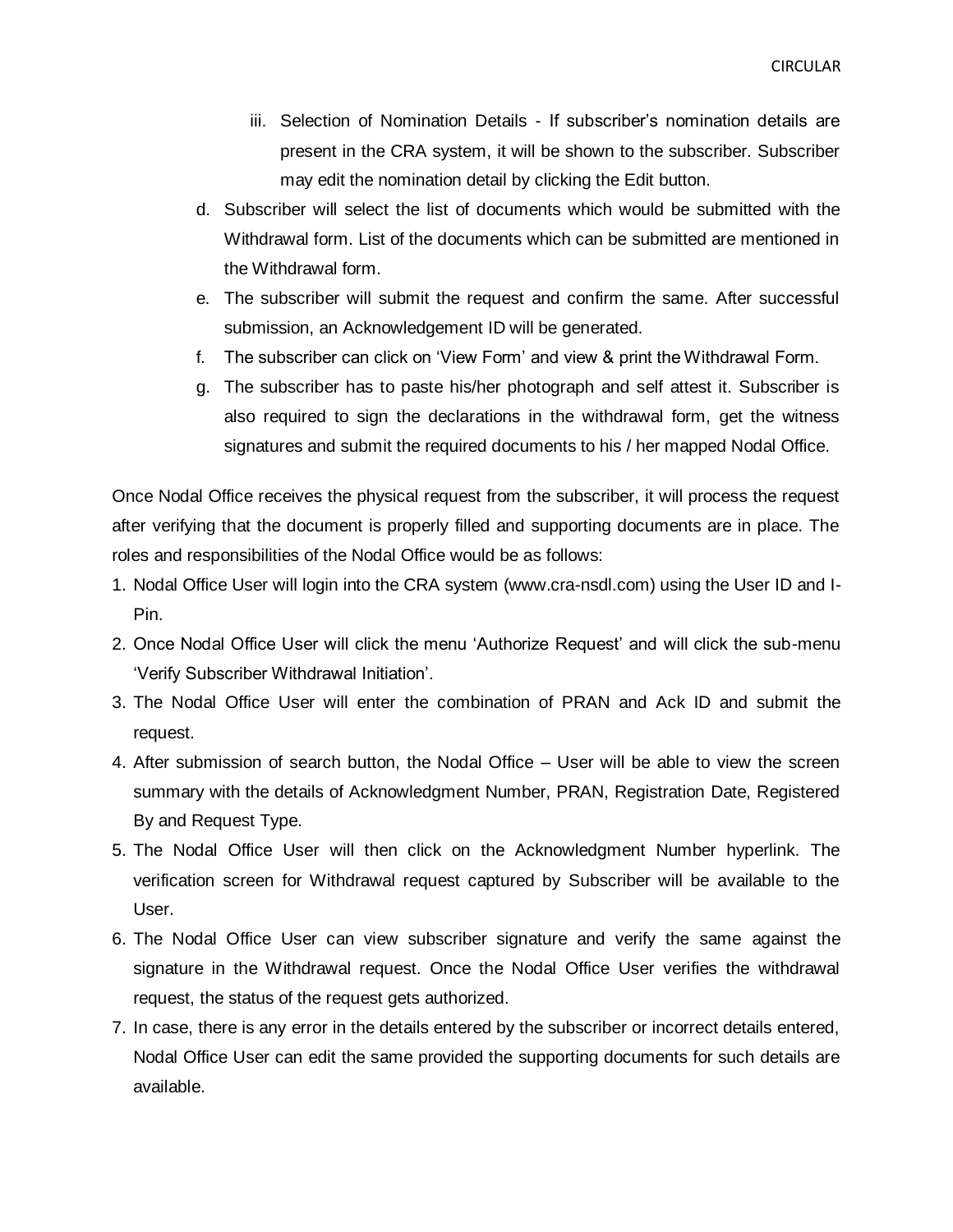iii. Selection of Nomination Details - If subscriber's nomination details are present in the CRA system, it will be shown to the subscriber. Subscriber may edit the nomination detail by clicking the Edit button.

d. Subscriber will select the list of documents which would be submitted with the Withdrawal form. List of the documents which can be submitted are mentioned in the Withdrawal form.

e. The subscriber will submit the request and confirm the same. After successful submission, an Acknowledgement ID will be generated.

f. The subscriber can click on 'View Form' and view & print the Withdrawal Form.

g. The subscriber has to paste his/her photograph and self attest it. Subscriber is also required to sign the declarations in the withdrawal form, get the witness signatures and submit the required documents to his / her mapped Nodal Office.

Once Nodal Office receives the physical request from the subscriber, it will process the request after verifying that the document is properly filled and supporting documents are in place. The roles and responsibilities of the Nodal Office would be as follows:

1. Nodal Office User will login into the CRA system (www.cra-nsdl.com) using the User ID and I-Pin.
2. Once Nodal Office User will click the menu 'Authorize Request' and will click the sub-menu 'Verify Subscriber Withdrawal Initiation'.
3. The Nodal Office User will enter the combination of PRAN and Ack ID and submit the request.
4. After submission of search button, the Nodal Office – User will be able to view the screen summary with the details of Acknowledgment Number, PRAN, Registration Date, Registered By and Request Type.
5. The Nodal Office User will then click on the Acknowledgment Number hyperlink. The verification screen for Withdrawal request captured by Subscriber will be available to the User.
6. The Nodal Office User can view subscriber signature and verify the same against the signature in the Withdrawal request. Once the Nodal Office User verifies the withdrawal request, the status of the request gets authorized.
7. In case, there is any error in the details entered by the subscriber or incorrect details entered, Nodal Office User can edit the same provided the supporting documents for such details are available.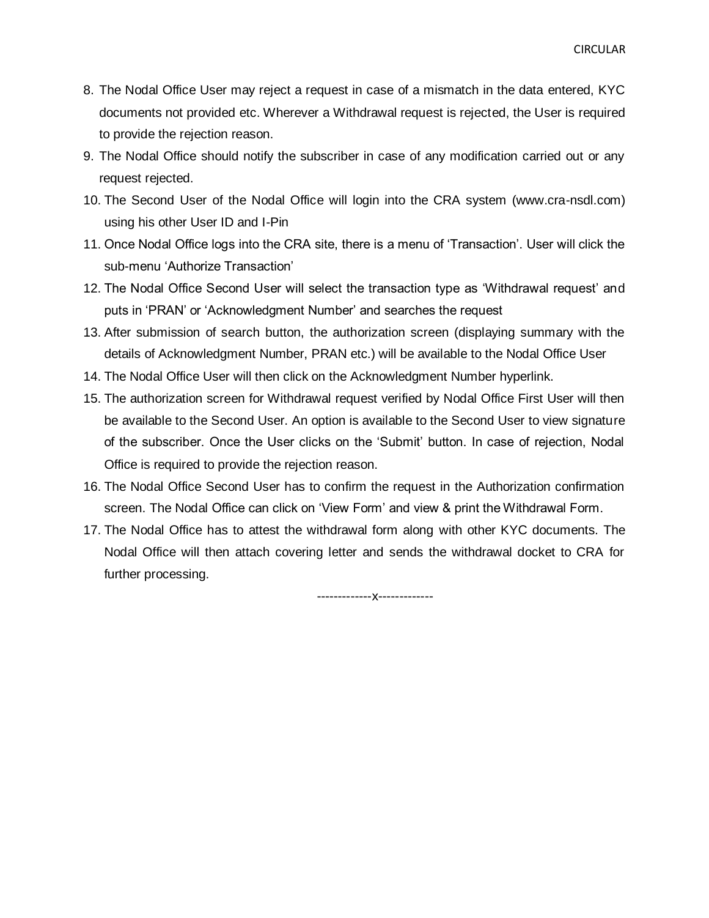8. The Nodal Office User may reject a request in case of a mismatch in the data entered, KYC documents not provided etc. Wherever a Withdrawal request is rejected, the User is required to provide the rejection reason.
9. The Nodal Office should notify the subscriber in case of any modification carried out or any request rejected.
10. The Second User of the Nodal Office will login into the CRA system (www.cra-nsdl.com) using his other User ID and I-Pin
11. Once Nodal Office logs into the CRA site, there is a menu of 'Transaction'. User will click the sub-menu 'Authorize Transaction'
12. The Nodal Office Second User will select the transaction type as 'Withdrawal request' and puts in 'PRAN' or 'Acknowledgment Number' and searches the request
13. After submission of search button, the authorization screen (displaying summary with the details of Acknowledgment Number, PRAN etc.) will be available to the Nodal Office User
14. The Nodal Office User will then click on the Acknowledgment Number hyperlink.
15. The authorization screen for Withdrawal request verified by Nodal Office First User will then be available to the Second User. An option is available to the Second User to view signature of the subscriber. Once the User clicks on the 'Submit' button. In case of rejection, Nodal Office is required to provide the rejection reason.
16. The Nodal Office Second User has to confirm the request in the Authorization confirmation screen. The Nodal Office can click on 'View Form' and view & print the Withdrawal Form.
17. The Nodal Office has to attest the withdrawal form along with other KYC documents. The Nodal Office will then attach covering letter and sends the withdrawal docket to CRA for further processing.

-------------x-------------